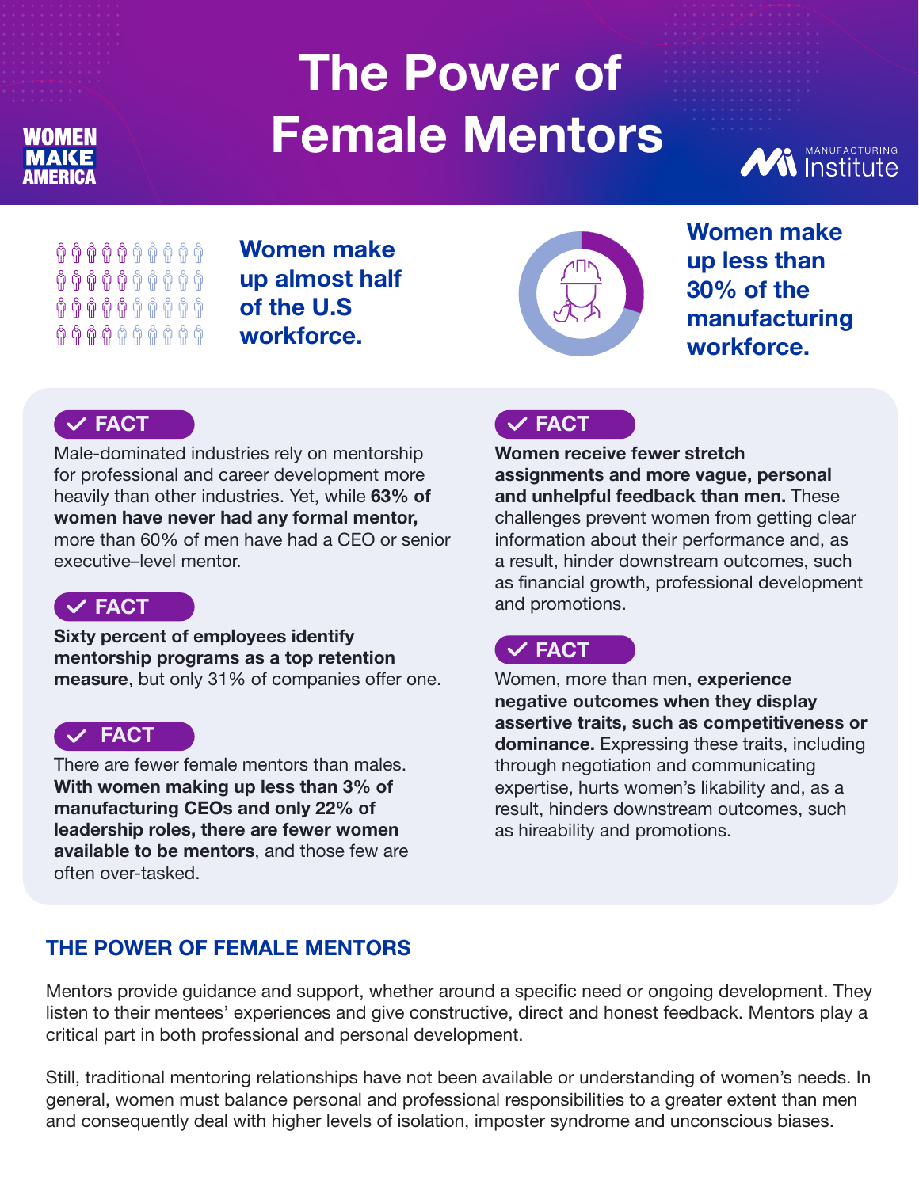WOMEN MAKE AMERICA

# The Power of Female Mentors

Manufacturing Institute

**Women make up almost half of the U.S workforce.**

**Women make up less than 30% of the manufacturing workforce.**

**✓ FACT**

Male-dominated industries rely on mentorship for professional and career development more heavily than other industries. Yet, while **63% of women have never had any formal mentor,** more than 60% of men have had a CEO or senior executive–level mentor.

**✓ FACT**

**Sixty percent of employees identify mentorship programs as a top retention measure**, but only 31% of companies offer one.

**✓ FACT**

There are fewer female mentors than males. **With women making up less than 3% of manufacturing CEOs and only 22% of leadership roles, there are fewer women available to be mentors**, and those few are often over-tasked.

**✓ FACT**

**Women receive fewer stretch assignments and more vague, personal and unhelpful feedback than men.** These challenges prevent women from getting clear information about their performance and, as a result, hinder downstream outcomes, such as financial growth, professional development and promotions.

**✓ FACT**

Women, more than men, **experience negative outcomes when they display assertive traits, such as competitiveness or dominance.** Expressing these traits, including through negotiation and communicating expertise, hurts women's likability and, as a result, hinders downstream outcomes, such as hireability and promotions.

## THE POWER OF FEMALE MENTORS

Mentors provide guidance and support, whether around a specific need or ongoing development. They listen to their mentees' experiences and give constructive, direct and honest feedback. Mentors play a critical part in both professional and personal development.

Still, traditional mentoring relationships have not been available or understanding of women's needs. In general, women must balance personal and professional responsibilities to a greater extent than men and consequently deal with higher levels of isolation, imposter syndrome and unconscious biases.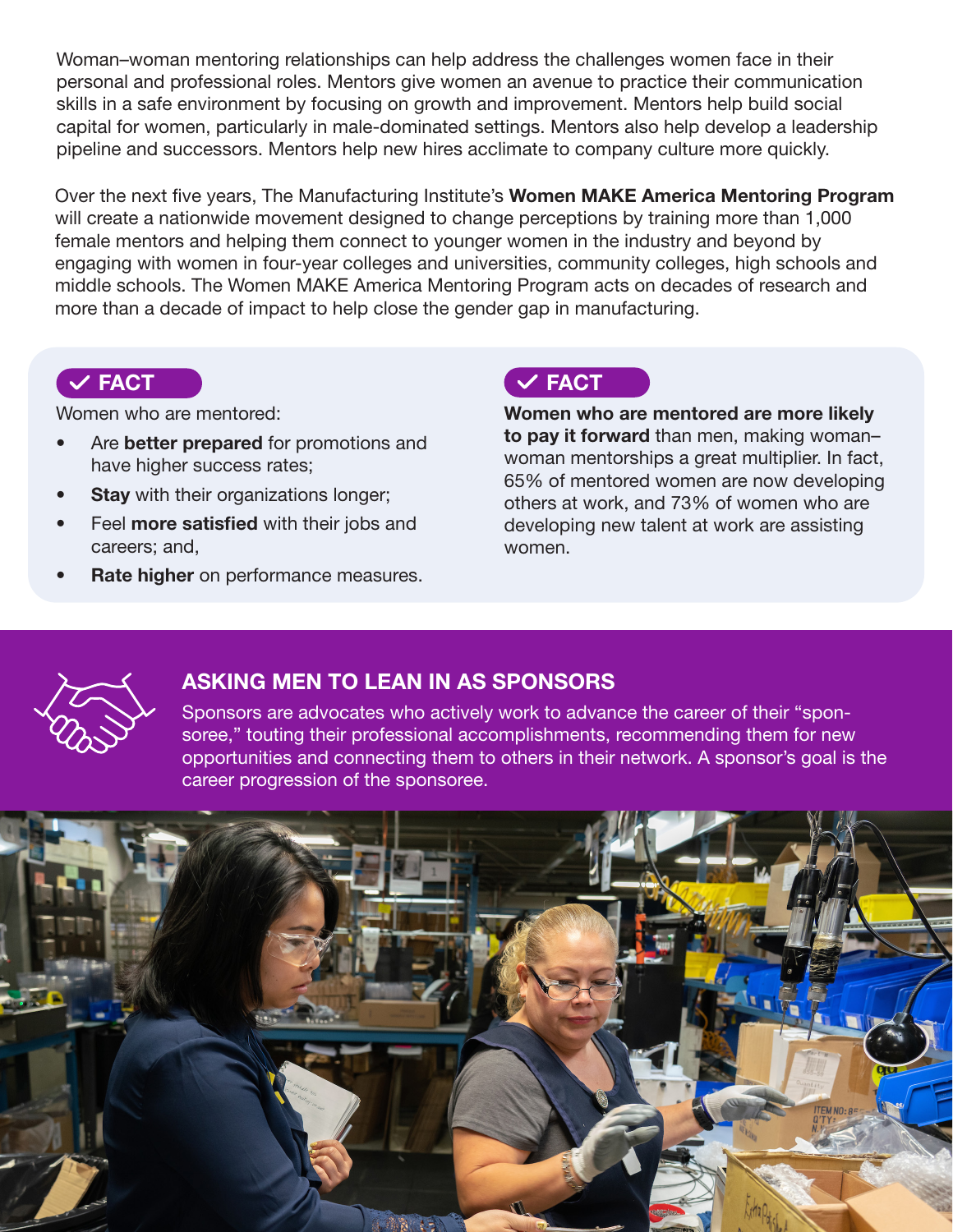Woman–woman mentoring relationships can help address the challenges women face in their personal and professional roles. Mentors give women an avenue to practice their communication skills in a safe environment by focusing on growth and improvement. Mentors help build social capital for women, particularly in male-dominated settings. Mentors also help develop a leadership pipeline and successors. Mentors help new hires acclimate to company culture more quickly.

Over the next five years, The Manufacturing Institute's **Women MAKE America Mentoring Program** will create a nationwide movement designed to change perceptions by training more than 1,000 female mentors and helping them connect to younger women in the industry and beyond by engaging with women in four-year colleges and universities, community colleges, high schools and middle schools. The Women MAKE America Mentoring Program acts on decades of research and more than a decade of impact to help close the gender gap in manufacturing.

**✓ FACT**

Women who are mentored:

- Are **better prepared** for promotions and have higher success rates;
- **Stay** with their organizations longer;
- Feel **more satisfied** with their jobs and careers; and,
- **Rate higher** on performance measures.

**✓ FACT**

**Women who are mentored are more likely to pay it forward** than men, making woman–woman mentorships a great multiplier. In fact, 65% of mentored women are now developing others at work, and 73% of women who are developing new talent at work are assisting women.

## ASKING MEN TO LEAN IN AS SPONSORS

Sponsors are advocates who actively work to advance the career of their "sponsoree," touting their professional accomplishments, recommending them for new opportunities and connecting them to others in their network. A sponsor's goal is the career progression of the sponsoree.